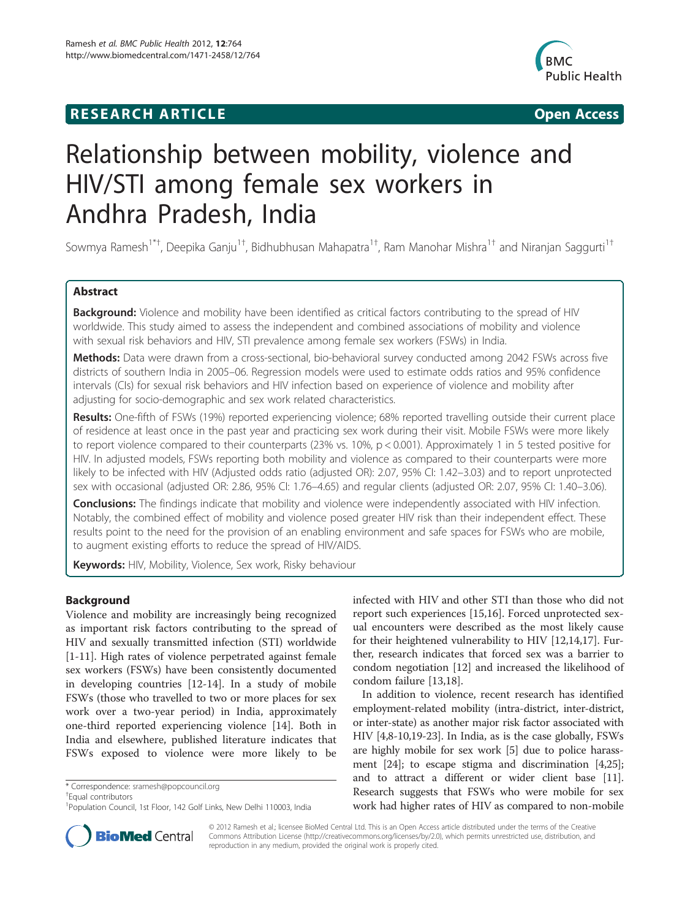RESEARCH ARTICLE Open Access

# Relationship between mobility, violence and HIV/STI among female sex workers in Andhra Pradesh, India

Sowmya Ramesh[1*†], Deepika Ganju[1†], Bidhubhusan Mahapatra[1†], Ram Manohar Mishra[1†] and Niranjan Saggurti[1†]

## Abstract

**Background:** Violence and mobility have been identified as critical factors contributing to the spread of HIV worldwide. This study aimed to assess the independent and combined associations of mobility and violence with sexual risk behaviors and HIV, STI prevalence among female sex workers (FSWs) in India.

**Methods:** Data were drawn from a cross-sectional, bio-behavioral survey conducted among 2042 FSWs across five districts of southern India in 2005–06. Regression models were used to estimate odds ratios and 95% confidence intervals (CIs) for sexual risk behaviors and HIV infection based on experience of violence and mobility after adjusting for socio-demographic and sex work related characteristics.

**Results:** One-fifth of FSWs (19%) reported experiencing violence; 68% reported travelling outside their current place of residence at least once in the past year and practicing sex work during their visit. Mobile FSWs were more likely to report violence compared to their counterparts (23% vs. 10%, $p < 0.001$). Approximately 1 in 5 tested positive for HIV. In adjusted models, FSWs reporting both mobility and violence as compared to their counterparts were more likely to be infected with HIV (Adjusted odds ratio (adjusted OR): 2.07, 95% CI: 1.42–3.03) and to report unprotected sex with occasional (adjusted OR: 2.86, 95% CI: 1.76–4.65) and regular clients (adjusted OR: 2.07, 95% CI: 1.40–3.06).

**Conclusions:** The findings indicate that mobility and violence were independently associated with HIV infection. Notably, the combined effect of mobility and violence posed greater HIV risk than their independent effect. These results point to the need for the provision of an enabling environment and safe spaces for FSWs who are mobile, to augment existing efforts to reduce the spread of HIV/AIDS.

**Keywords:** HIV, Mobility, Violence, Sex work, Risky behaviour

## Background

Violence and mobility are increasingly being recognized as important risk factors contributing to the spread of HIV and sexually transmitted infection (STI) worldwide [1-11]. High rates of violence perpetrated against female sex workers (FSWs) have been consistently documented in developing countries [12-14]. In a study of mobile FSWs (those who travelled to two or more places for sex work over a two-year period) in India, approximately one-third reported experiencing violence [14]. Both in India and elsewhere, published literature indicates that FSWs exposed to violence were more likely to be infected with HIV and other STI than those who did not report such experiences [15,16]. Forced unprotected sexual encounters were described as the most likely cause for their heightened vulnerability to HIV [12,14,17]. Further, research indicates that forced sex was a barrier to condom negotiation [12] and increased the likelihood of condom failure [13,18].

In addition to violence, recent research has identified employment-related mobility (intra-district, inter-district, or inter-state) as another major risk factor associated with HIV [4,8-10,19-23]. In India, as is the case globally, FSWs are highly mobile for sex work [5] due to police harassment [24]; to escape stigma and discrimination [4,25]; and to attract a different or wider client base [11]. Research suggests that FSWs who were mobile for sex work had higher rates of HIV as compared to non-mobile

\* Correspondence: sramesh@popcouncil.org

†Equal contributors

[1]Population Council, 1st Floor, 142 Golf Links, New Delhi 110003, India

© 2012 Ramesh et al.; licensee BioMed Central Ltd. This is an Open Access article distributed under the terms of the Creative Commons Attribution License (http://creativecommons.org/licenses/by/2.0), which permits unrestricted use, distribution, and reproduction in any medium, provided the original work is properly cited.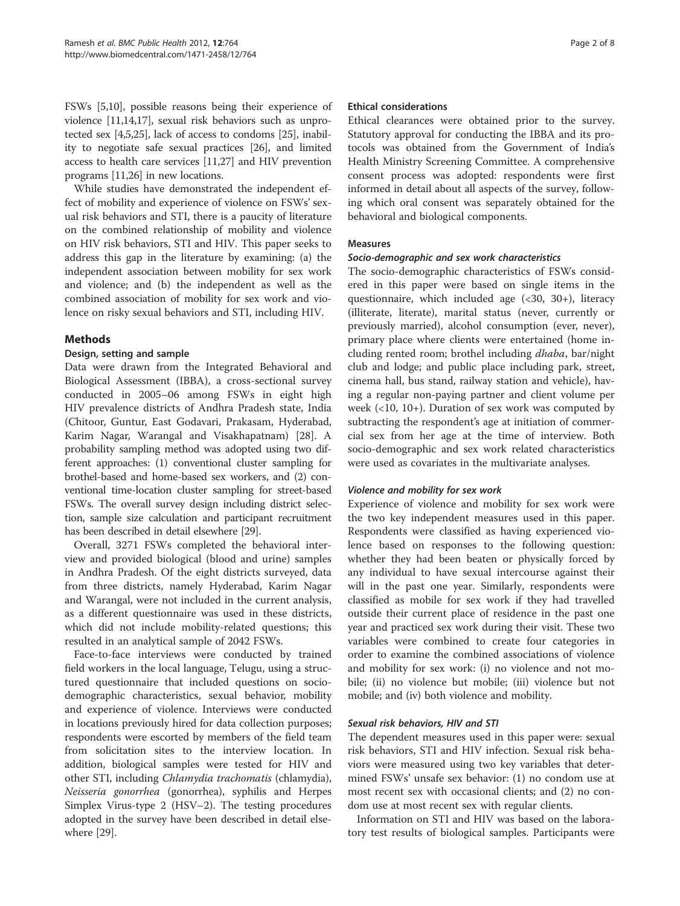FSWs [5,10], possible reasons being their experience of violence [11,14,17], sexual risk behaviors such as unprotected sex [4,5,25], lack of access to condoms [25], inability to negotiate safe sexual practices [26], and limited access to health care services [11,27] and HIV prevention programs [11,26] in new locations.

While studies have demonstrated the independent effect of mobility and experience of violence on FSWs' sexual risk behaviors and STI, there is a paucity of literature on the combined relationship of mobility and violence on HIV risk behaviors, STI and HIV. This paper seeks to address this gap in the literature by examining: (a) the independent association between mobility for sex work and violence; and (b) the independent as well as the combined association of mobility for sex work and violence on risky sexual behaviors and STI, including HIV.

## Methods

### Design, setting and sample

Data were drawn from the Integrated Behavioral and Biological Assessment (IBBA), a cross-sectional survey conducted in 2005–06 among FSWs in eight high HIV prevalence districts of Andhra Pradesh state, India (Chitoor, Guntur, East Godavari, Prakasam, Hyderabad, Karim Nagar, Warangal and Visakhapatnam) [28]. A probability sampling method was adopted using two different approaches: (1) conventional cluster sampling for brothel-based and home-based sex workers, and (2) conventional time-location cluster sampling for street-based FSWs. The overall survey design including district selection, sample size calculation and participant recruitment has been described in detail elsewhere [29].

Overall, 3271 FSWs completed the behavioral interview and provided biological (blood and urine) samples in Andhra Pradesh. Of the eight districts surveyed, data from three districts, namely Hyderabad, Karim Nagar and Warangal, were not included in the current analysis, as a different questionnaire was used in these districts, which did not include mobility-related questions; this resulted in an analytical sample of 2042 FSWs.

Face-to-face interviews were conducted by trained field workers in the local language, Telugu, using a structured questionnaire that included questions on socio-demographic characteristics, sexual behavior, mobility and experience of violence. Interviews were conducted in locations previously hired for data collection purposes; respondents were escorted by members of the field team from solicitation sites to the interview location. In addition, biological samples were tested for HIV and other STI, including *Chlamydia trachomatis* (chlamydia), *Neisseria gonorrhea* (gonorrhea), syphilis and Herpes Simplex Virus-type 2 (HSV–2). The testing procedures adopted in the survey have been described in detail elsewhere [29].

### Ethical considerations

Ethical clearances were obtained prior to the survey. Statutory approval for conducting the IBBA and its protocols was obtained from the Government of India's Health Ministry Screening Committee. A comprehensive consent process was adopted: respondents were first informed in detail about all aspects of the survey, following which oral consent was separately obtained for the behavioral and biological components.

### Measures

#### *Socio-demographic and sex work characteristics*

The socio-demographic characteristics of FSWs considered in this paper were based on single items in the questionnaire, which included age (<30, 30+), literacy (illiterate, literate), marital status (never, currently or previously married), alcohol consumption (ever, never), primary place where clients were entertained (home including rented room; brothel including *dhaba*, bar/night club and lodge; and public place including park, street, cinema hall, bus stand, railway station and vehicle), having a regular non-paying partner and client volume per week (<10, 10+). Duration of sex work was computed by subtracting the respondent's age at initiation of commercial sex from her age at the time of interview. Both socio-demographic and sex work related characteristics were used as covariates in the multivariate analyses.

#### *Violence and mobility for sex work*

Experience of violence and mobility for sex work were the two key independent measures used in this paper. Respondents were classified as having experienced violence based on responses to the following question: whether they had been beaten or physically forced by any individual to have sexual intercourse against their will in the past one year. Similarly, respondents were classified as mobile for sex work if they had travelled outside their current place of residence in the past one year and practiced sex work during their visit. These two variables were combined to create four categories in order to examine the combined associations of violence and mobility for sex work: (i) no violence and not mobile; (ii) no violence but mobile; (iii) violence but not mobile; and (iv) both violence and mobility.

#### *Sexual risk behaviors, HIV and STI*

The dependent measures used in this paper were: sexual risk behaviors, STI and HIV infection. Sexual risk behaviors were measured using two key variables that determined FSWs' unsafe sex behavior: (1) no condom use at most recent sex with occasional clients; and (2) no condom use at most recent sex with regular clients.

Information on STI and HIV was based on the laboratory test results of biological samples. Participants were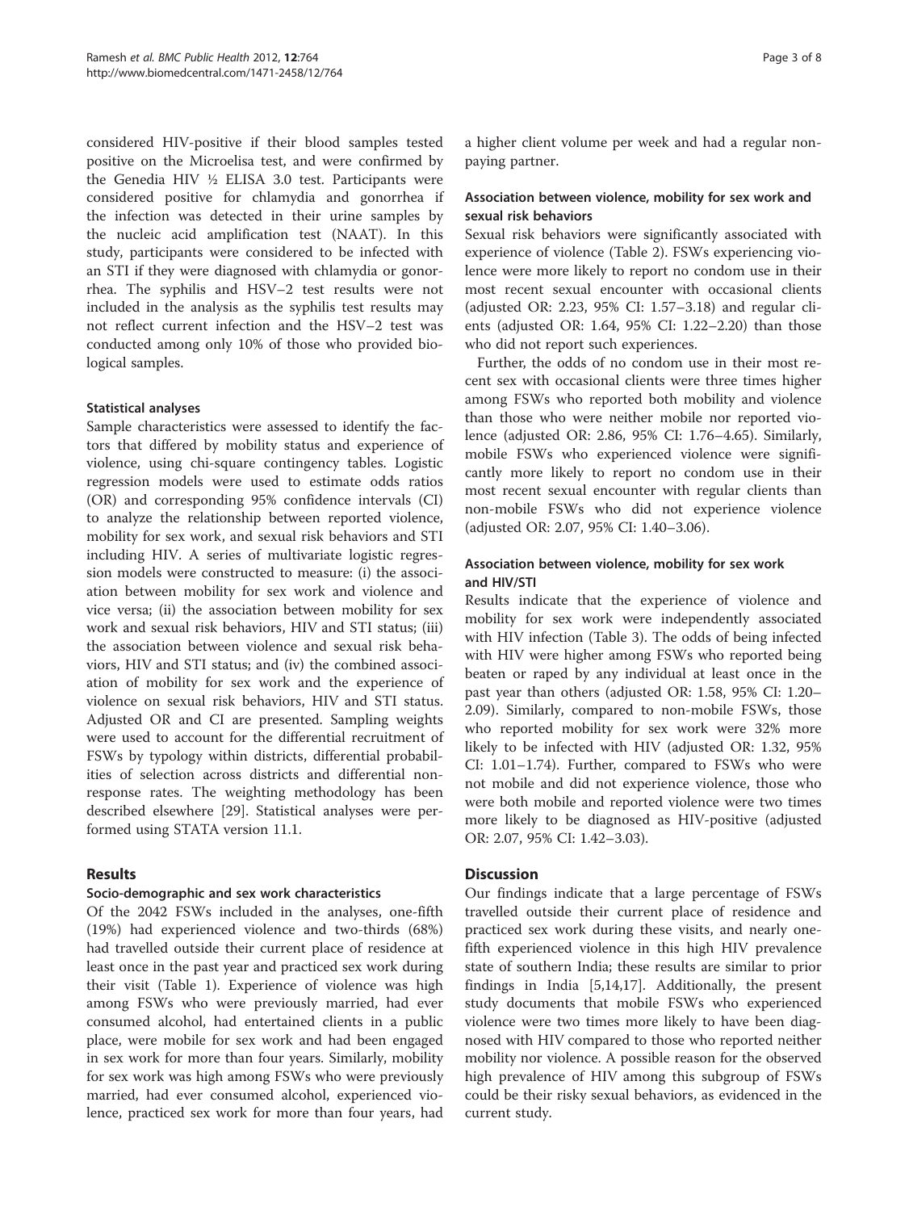considered HIV-positive if their blood samples tested positive on the Microelisa test, and were confirmed by the Genedia HIV ½ ELISA 3.0 test. Participants were considered positive for chlamydia and gonorrhea if the infection was detected in their urine samples by the nucleic acid amplification test (NAAT). In this study, participants were considered to be infected with an STI if they were diagnosed with chlamydia or gonorrhea. The syphilis and HSV−2 test results were not included in the analysis as the syphilis test results may not reflect current infection and the HSV−2 test was conducted among only 10% of those who provided biological samples.

### Statistical analyses

Sample characteristics were assessed to identify the factors that differed by mobility status and experience of violence, using chi-square contingency tables. Logistic regression models were used to estimate odds ratios (OR) and corresponding 95% confidence intervals (CI) to analyze the relationship between reported violence, mobility for sex work, and sexual risk behaviors and STI including HIV. A series of multivariate logistic regression models were constructed to measure: (i) the association between mobility for sex work and violence and vice versa; (ii) the association between mobility for sex work and sexual risk behaviors, HIV and STI status; (iii) the association between violence and sexual risk behaviors, HIV and STI status; and (iv) the combined association of mobility for sex work and the experience of violence on sexual risk behaviors, HIV and STI status. Adjusted OR and CI are presented. Sampling weights were used to account for the differential recruitment of FSWs by typology within districts, differential probabilities of selection across districts and differential non-response rates. The weighting methodology has been described elsewhere [29]. Statistical analyses were performed using STATA version 11.1.

## Results

### Socio-demographic and sex work characteristics

Of the 2042 FSWs included in the analyses, one-fifth (19%) had experienced violence and two-thirds (68%) had travelled outside their current place of residence at least once in the past year and practiced sex work during their visit (Table 1). Experience of violence was high among FSWs who were previously married, had ever consumed alcohol, had entertained clients in a public place, were mobile for sex work and had been engaged in sex work for more than four years. Similarly, mobility for sex work was high among FSWs who were previously married, had ever consumed alcohol, experienced violence, practiced sex work for more than four years, had a higher client volume per week and had a regular non-paying partner.

### Association between violence, mobility for sex work and sexual risk behaviors

Sexual risk behaviors were significantly associated with experience of violence (Table 2). FSWs experiencing violence were more likely to report no condom use in their most recent sexual encounter with occasional clients (adjusted OR: 2.23, 95% CI: 1.57–3.18) and regular clients (adjusted OR: 1.64, 95% CI: 1.22–2.20) than those who did not report such experiences.

Further, the odds of no condom use in their most recent sex with occasional clients were three times higher among FSWs who reported both mobility and violence than those who were neither mobile nor reported violence (adjusted OR: 2.86, 95% CI: 1.76–4.65). Similarly, mobile FSWs who experienced violence were significantly more likely to report no condom use in their most recent sexual encounter with regular clients than non-mobile FSWs who did not experience violence (adjusted OR: 2.07, 95% CI: 1.40–3.06).

### Association between violence, mobility for sex work and HIV/STI

Results indicate that the experience of violence and mobility for sex work were independently associated with HIV infection (Table 3). The odds of being infected with HIV were higher among FSWs who reported being beaten or raped by any individual at least once in the past year than others (adjusted OR: 1.58, 95% CI: 1.20–2.09). Similarly, compared to non-mobile FSWs, those who reported mobility for sex work were 32% more likely to be infected with HIV (adjusted OR: 1.32, 95% CI: 1.01–1.74). Further, compared to FSWs who were not mobile and did not experience violence, those who were both mobile and reported violence were two times more likely to be diagnosed as HIV-positive (adjusted OR: 2.07, 95% CI: 1.42–3.03).

## Discussion

Our findings indicate that a large percentage of FSWs travelled outside their current place of residence and practiced sex work during these visits, and nearly one-fifth experienced violence in this high HIV prevalence state of southern India; these results are similar to prior findings in India [5,14,17]. Additionally, the present study documents that mobile FSWs who experienced violence were two times more likely to have been diagnosed with HIV compared to those who reported neither mobility nor violence. A possible reason for the observed high prevalence of HIV among this subgroup of FSWs could be their risky sexual behaviors, as evidenced in the current study.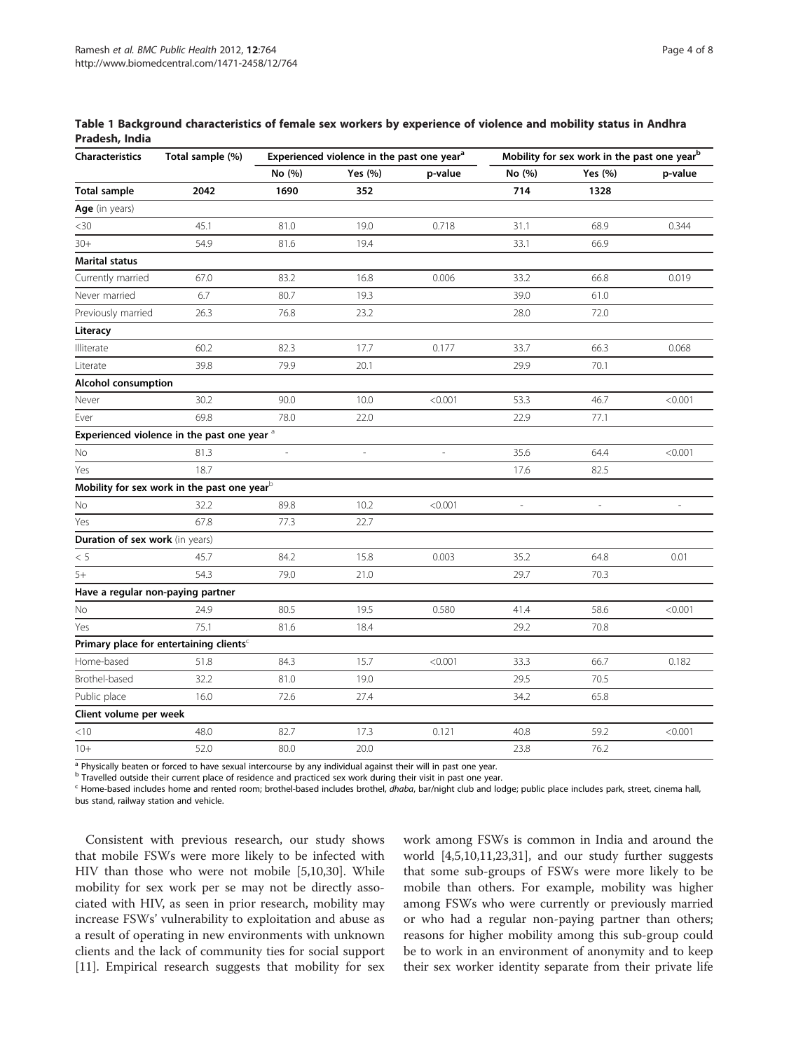**Table 1 Background characteristics of female sex workers by experience of violence and mobility status in Andhra Pradesh, India**

| Characteristics | Total sample (%) | Experienced violence in the past one year[a] | | | Mobility for sex work in the past one year[b] | | |
|---|---|---|---|---|---|---|---|
| | | No (%) | Yes (%) | p-value | No (%) | Yes (%) | p-value |
| **Total sample** | **2042** | **1690** | **352** | | **714** | **1328** | |
| **Age** (in years) | | | | | | | |
| <30 | 45.1 | 81.0 | 19.0 | 0.718 | 31.1 | 68.9 | 0.344 |
| 30+ | 54.9 | 81.6 | 19.4 | | 33.1 | 66.9 | |
| **Marital status** | | | | | | | |
| Currently married | 67.0 | 83.2 | 16.8 | 0.006 | 33.2 | 66.8 | 0.019 |
| Never married | 6.7 | 80.7 | 19.3 | | 39.0 | 61.0 | |
| Previously married | 26.3 | 76.8 | 23.2 | | 28.0 | 72.0 | |
| **Literacy** | | | | | | | |
| Illiterate | 60.2 | 82.3 | 17.7 | 0.177 | 33.7 | 66.3 | 0.068 |
| Literate | 39.8 | 79.9 | 20.1 | | 29.9 | 70.1 | |
| **Alcohol consumption** | | | | | | | |
| Never | 30.2 | 90.0 | 10.0 | <0.001 | 53.3 | 46.7 | <0.001 |
| Ever | 69.8 | 78.0 | 22.0 | | 22.9 | 77.1 | |
| **Experienced violence in the past one year** [a] | | | | | | | |
| No | 81.3 | - | - | - | 35.6 | 64.4 | <0.001 |
| Yes | 18.7 | | | | 17.6 | 82.5 | |
| **Mobility for sex work in the past one year**[b] | | | | | | | |
| No | 32.2 | 89.8 | 10.2 | <0.001 | - | - | - |
| Yes | 67.8 | 77.3 | 22.7 | | | | |
| **Duration of sex work** (in years) | | | | | | | |
| < 5 | 45.7 | 84.2 | 15.8 | 0.003 | 35.2 | 64.8 | 0.01 |
| 5+ | 54.3 | 79.0 | 21.0 | | 29.7 | 70.3 | |
| **Have a regular non-paying partner** | | | | | | | |
| No | 24.9 | 80.5 | 19.5 | 0.580 | 41.4 | 58.6 | <0.001 |
| Yes | 75.1 | 81.6 | 18.4 | | 29.2 | 70.8 | |
| **Primary place for entertaining clients**[c] | | | | | | | |
| Home-based | 51.8 | 84.3 | 15.7 | <0.001 | 33.3 | 66.7 | 0.182 |
| Brothel-based | 32.2 | 81.0 | 19.0 | | 29.5 | 70.5 | |
| Public place | 16.0 | 72.6 | 27.4 | | 34.2 | 65.8 | |
| **Client volume per week** | | | | | | | |
| <10 | 48.0 | 82.7 | 17.3 | 0.121 | 40.8 | 59.2 | <0.001 |
| 10+ | 52.0 | 80.0 | 20.0 | | 23.8 | 76.2 | |

[a] Physically beaten or forced to have sexual intercourse by any individual against their will in past one year.
[b] Travelled outside their current place of residence and practiced sex work during their visit in past one year.
[c] Home-based includes home and rented room; brothel-based includes brothel, *dhaba*, bar/night club and lodge; public place includes park, street, cinema hall, bus stand, railway station and vehicle.

Consistent with previous research, our study shows that mobile FSWs were more likely to be infected with HIV than those who were not mobile [5,10,30]. While mobility for sex work per se may not be directly associated with HIV, as seen in prior research, mobility may increase FSWs' vulnerability to exploitation and abuse as a result of operating in new environments with unknown clients and the lack of community ties for social support [11]. Empirical research suggests that mobility for sex work among FSWs is common in India and around the world [4,5,10,11,23,31], and our study further suggests that some sub-groups of FSWs were more likely to be mobile than others. For example, mobility was higher among FSWs who were currently or previously married or who had a regular non-paying partner than others; reasons for higher mobility among this sub-group could be to work in an environment of anonymity and to keep their sex worker identity separate from their private life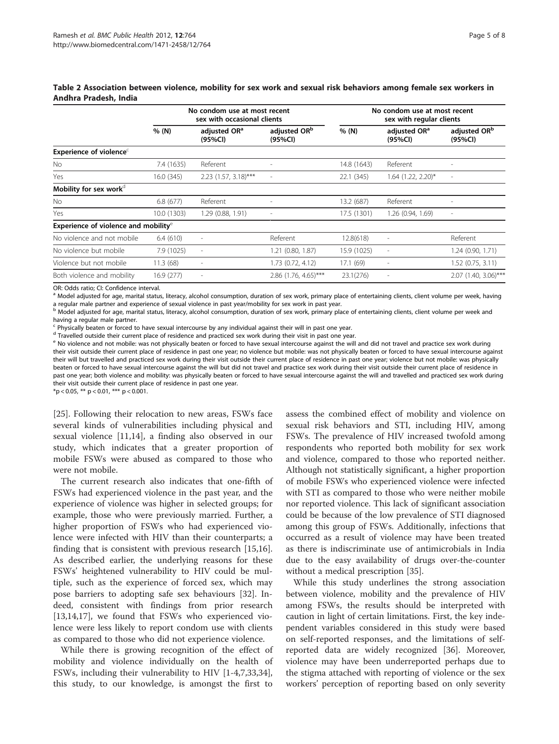**Table 2 Association between violence, mobility for sex work and sexual risk behaviors among female sex workers in Andhra Pradesh, India**

| | No condom use at most recent sex with occasional clients | | | No condom use at most recent sex with regular clients | | |
|---|---|---|---|---|---|---|
| | % (N) | adjusted OR[a] (95%CI) | adjusted OR[b] (95%CI) | % (N) | adjusted OR[a] (95%CI) | adjusted OR[b] (95%CI) |
| **Experience of violence**[c] | | | | | | |
| No | 7.4 (1635) | Referent | - | 14.8 (1643) | Referent | - |
| Yes | 16.0 (345) | 2.23 (1.57, 3.18)*** | - | 22.1 (345) | 1.64 (1.22, 2.20)* | - |
| **Mobility for sex work**[d] | | | | | | |
| No | 6.8 (677) | Referent | - | 13.2 (687) | Referent | - |
| Yes | 10.0 (1303) | 1.29 (0.88, 1.91) | - | 17.5 (1301) | 1.26 (0.94, 1.69) | - |
| **Experience of violence and mobility**[e] | | | | | | |
| No violence and not mobile | 6.4 (610) | - | Referent | 12.8(618) | - | Referent |
| No violence but mobile | 7.9 (1025) | - | 1.21 (0.80, 1.87) | 15.9 (1025) | - | 1.24 (0.90, 1.71) |
| Violence but not mobile | 11.3 (68) | - | 1.73 (0.72, 4.12) | 17.1 (69) | - | 1.52 (0.75, 3.11) |
| Both violence and mobility | 16.9 (277) | - | 2.86 (1.76, 4.65)*** | 23.1(276) | - | 2.07 (1.40, 3.06)*** |

OR: Odds ratio; CI: Confidence interval.
[a] Model adjusted for age, marital status, literacy, alcohol consumption, duration of sex work, primary place of entertaining clients, client volume per week, having a regular male partner and experience of sexual violence in past year/mobility for sex work in past year.
[b] Model adjusted for age, marital status, literacy, alcohol consumption, duration of sex work, primary place of entertaining clients, client volume per week and having a regular male partner.
[c] Physically beaten or forced to have sexual intercourse by any individual against their will in past one year.
[d] Travelled outside their current place of residence and practiced sex work during their visit in past one year.
[e] No violence and not mobile: was not physically beaten or forced to have sexual intercourse against the will and did not travel and practice sex work during their visit outside their current place of residence in past one year; no violence but mobile: was not physically beaten or forced to have sexual intercourse against their will but travelled and practiced sex work during their visit outside their current place of residence in past one year; violence but not mobile: was physically beaten or forced to have sexual intercourse against the will but did not travel and practice sex work during their visit outside their current place of residence in past one year; both violence and mobility: was physically beaten or forced to have sexual intercourse against the will and travelled and practiced sex work during their visit outside their current place of residence in past one year.
*p < 0.05, ** p < 0.01, *** p < 0.001.

[25]. Following their relocation to new areas, FSWs face several kinds of vulnerabilities including physical and sexual violence [11,14], a finding also observed in our study, which indicates that a greater proportion of mobile FSWs were abused as compared to those who were not mobile.

The current research also indicates that one-fifth of FSWs had experienced violence in the past year, and the experience of violence was higher in selected groups; for example, those who were previously married. Further, a higher proportion of FSWs who had experienced violence were infected with HIV than their counterparts; a finding that is consistent with previous research [15,16]. As described earlier, the underlying reasons for these FSWs' heightened vulnerability to HIV could be multiple, such as the experience of forced sex, which may pose barriers to adopting safe sex behaviours [32]. Indeed, consistent with findings from prior research [13,14,17], we found that FSWs who experienced violence were less likely to report condom use with clients as compared to those who did not experience violence.

While there is growing recognition of the effect of mobility and violence individually on the health of FSWs, including their vulnerability to HIV [1-4,7,33,34], this study, to our knowledge, is amongst the first to assess the combined effect of mobility and violence on sexual risk behaviors and STI, including HIV, among FSWs. The prevalence of HIV increased twofold among respondents who reported both mobility for sex work and violence, compared to those who reported neither. Although not statistically significant, a higher proportion of mobile FSWs who experienced violence were infected with STI as compared to those who were neither mobile nor reported violence. This lack of significant association could be because of the low prevalence of STI diagnosed among this group of FSWs. Additionally, infections that occurred as a result of violence may have been treated as there is indiscriminate use of antimicrobials in India due to the easy availability of drugs over-the-counter without a medical prescription [35].

While this study underlines the strong association between violence, mobility and the prevalence of HIV among FSWs, the results should be interpreted with caution in light of certain limitations. First, the key independent variables considered in this study were based on self-reported responses, and the limitations of self-reported data are widely recognized [36]. Moreover, violence may have been underreported perhaps due to the stigma attached with reporting of violence or the sex workers' perception of reporting based on only severity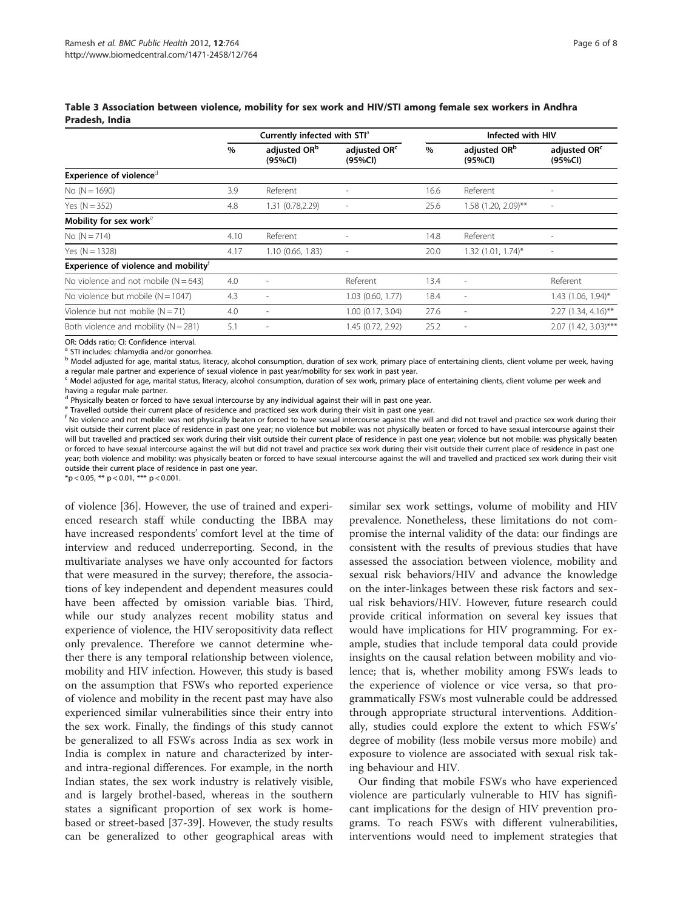**Table 3 Association between violence, mobility for sex work and HIV/STI among female sex workers in Andhra Pradesh, India**

| | Currently infected with STI[a] | | | Infected with HIV | | |
|---|---|---|---|---|---|---|
| | % | adjusted OR[b] (95%CI) | adjusted OR[c] (95%CI) | % | adjusted OR[b] (95%CI) | adjusted OR[c] (95%CI) |
| **Experience of violence**[d] | | | | | | |
| No (N = 1690) | 3.9 | Referent | - | 16.6 | Referent | - |
| Yes (N = 352) | 4.8 | 1.31 (0.78,2.29) | - | 25.6 | 1.58 (1.20, 2.09)** | - |
| **Mobility for sex work**[e] | | | | | | |
| No (N = 714) | 4.10 | Referent | - | 14.8 | Referent | - |
| Yes (N = 1328) | 4.17 | 1.10 (0.66, 1.83) | - | 20.0 | 1.32 (1.01, 1.74)* | - |
| **Experience of violence and mobility**[f] | | | | | | |
| No violence and not mobile (N = 643) | 4.0 | - | Referent | 13.4 | - | Referent |
| No violence but mobile (N = 1047) | 4.3 | - | 1.03 (0.60, 1.77) | 18.4 | - | 1.43 (1.06, 1.94)* |
| Violence but not mobile (N = 71) | 4.0 | - | 1.00 (0.17, 3.04) | 27.6 | - | 2.27 (1.34, 4.16)** |
| Both violence and mobility (N = 281) | 5.1 | - | 1.45 (0.72, 2.92) | 25.2 | - | 2.07 (1.42, 3.03)*** |

OR: Odds ratio; CI: Confidence interval.
[a] STI includes: chlamydia and/or gonorrhea.
[b] Model adjusted for age, marital status, literacy, alcohol consumption, duration of sex work, primary place of entertaining clients, client volume per week, having a regular male partner and experience of sexual violence in past year/mobility for sex work in past year.
[c] Model adjusted for age, marital status, literacy, alcohol consumption, duration of sex work, primary place of entertaining clients, client volume per week and having a regular male partner.
[d] Physically beaten or forced to have sexual intercourse by any individual against their will in past one year.
[e] Travelled outside their current place of residence and practiced sex work during their visit in past one year.
[f] No violence and not mobile: was not physically beaten or forced to have sexual intercourse against the will and did not travel and practice sex work during their visit outside their current place of residence in past one year; no violence but mobile: was not physically beaten or forced to have sexual intercourse against their will but travelled and practiced sex work during their visit outside their current place of residence in past one year; violence but not mobile: was physically beaten or forced to have sexual intercourse against the will but did not travel and practice sex work during their visit outside their current place of residence in past one year; both violence and mobility: was physically beaten or forced to have sexual intercourse against the will and travelled and practiced sex work during their visit outside their current place of residence in past one year.
*p < 0.05, ** p < 0.01, *** p < 0.001.

of violence [36]. However, the use of trained and experienced research staff while conducting the IBBA may have increased respondents' comfort level at the time of interview and reduced underreporting. Second, in the multivariate analyses we have only accounted for factors that were measured in the survey; therefore, the associations of key independent and dependent measures could have been affected by omission variable bias. Third, while our study analyzes recent mobility status and experience of violence, the HIV seropositivity data reflect only prevalence. Therefore we cannot determine whether there is any temporal relationship between violence, mobility and HIV infection. However, this study is based on the assumption that FSWs who reported experience of violence and mobility in the recent past may have also experienced similar vulnerabilities since their entry into the sex work. Finally, the findings of this study cannot be generalized to all FSWs across India as sex work in India is complex in nature and characterized by inter- and intra-regional differences. For example, in the north Indian states, the sex work industry is relatively visible, and is largely brothel-based, whereas in the southern states a significant proportion of sex work is home-based or street-based [37-39]. However, the study results can be generalized to other geographical areas with similar sex work settings, volume of mobility and HIV prevalence. Nonetheless, these limitations do not compromise the internal validity of the data: our findings are consistent with the results of previous studies that have assessed the association between violence, mobility and sexual risk behaviors/HIV and advance the knowledge on the inter-linkages between these risk factors and sexual risk behaviors/HIV. However, future research could provide critical information on several key issues that would have implications for HIV programming. For example, studies that include temporal data could provide insights on the causal relation between mobility and violence; that is, whether mobility among FSWs leads to the experience of violence or vice versa, so that programmatically FSWs most vulnerable could be addressed through appropriate structural interventions. Additionally, studies could explore the extent to which FSWs' degree of mobility (less mobile versus more mobile) and exposure to violence are associated with sexual risk taking behaviour and HIV.

Our finding that mobile FSWs who have experienced violence are particularly vulnerable to HIV has significant implications for the design of HIV prevention programs. To reach FSWs with different vulnerabilities, interventions would need to implement strategies that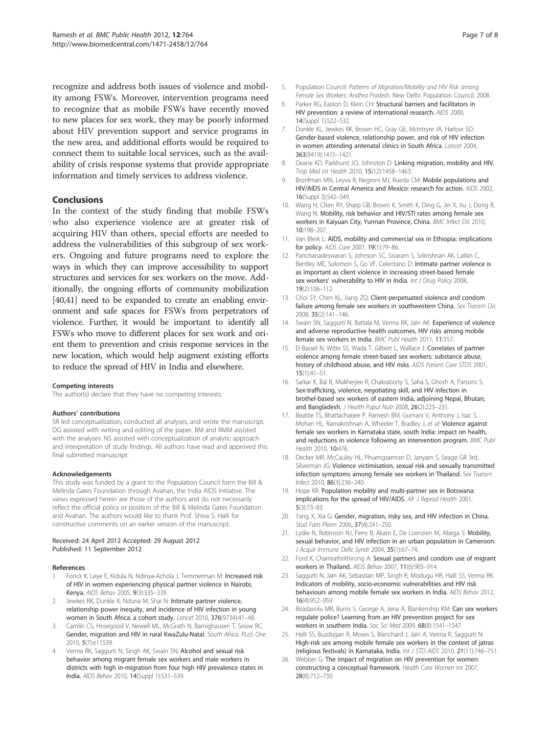recognize and address both issues of violence and mobility among FSWs. Moreover, intervention programs need to recognize that as mobile FSWs have recently moved to new places for sex work, they may be poorly informed about HIV prevention support and service programs in the new area, and additional efforts would be required to connect them to suitable local services, such as the availability of crisis response systems that provide appropriate information and timely services to address violence.

## Conclusions

In the context of the study finding that mobile FSWs who also experience violence are at greater risk of acquiring HIV than others, special efforts are needed to address the vulnerabilities of this subgroup of sex workers. Ongoing and future programs need to explore the ways in which they can improve accessibility to support structures and services for sex workers on the move. Additionally, the ongoing efforts of community mobilization [40,41] need to be expanded to create an enabling environment and safe spaces for FSWs from perpetrators of violence. Further, it would be important to identify all FSWs who move to different places for sex work and orient them to prevention and crisis response services in the new location, which would help augment existing efforts to reduce the spread of HIV in India and elsewhere.

#### Competing interests

The author(s) declare that they have no competing interests.

#### Authors' contributions

SR led conceptualization, conducted all analyses, and wrote the manuscript. DG assisted with writing and editing of the paper. BM and RMM assisted with the analyses. NS assisted with conceptualization of analytic approach and interpretation of study findings. All authors have read and approved this final submitted manuscript.

#### Acknowledgements

This study was funded by a grant to the Population Council form the Bill & Melinda Gates Foundation through Avahan, the India AIDS Initiative. The views expressed herein are those of the authors and do not necessarily reflect the official policy or position of the Bill & Melinda Gates Foundation and Avahan. The authors would like to thank Prof. Shiva S. Halli for constructive comments on an earlier version of the manuscript.

Received: 24 April 2012 Accepted: 29 August 2012
Published: 11 September 2012

#### References

1. Fonck K, Leye E, Kidula N, Ndinya-Achola J, Temmerman M: **Increased risk of HIV in women experiencing physical partner violence in Nairobi, Kenya.** *AIDS Behav* 2005, **9**(3):335–339.
2. Jewkes RK, Dunkle K, Nduna M, Shai N: **Intimate partner violence, relationship power inequity, and incidence of HIV infection in young women in South Africa: a cohort study.** *Lancet* 2010, **376**(9734):41–48.
3. Camlin CS, Hosegood V, Newell ML, McGrath N, Barnighausen T, Snow RC: **Gender, migration and HIV in rural KwaZulu-Natal.** *South Africa. PLoS One* 2010, **5**(7):e11539.
4. Verma RK, Saggurti N, Singh AK, Swain SN: **Alcohol and sexual risk behavior among migrant female sex workers and male workers in districts with high in-migration from four high HIV prevalence states in India.** *AIDS Behav* 2010, **14**(Suppl 1):S31–S39.
5. Population Council: *Patterns of Migration/Mobility and HIV Risk among Female Sex Workers: Andhra Pradesh.* New Delhi: Population Council; 2008.
6. Parker RG, Easton D, Klein CH: **Structural barriers and facilitators in HIV prevention: a review of international research.** *AIDS* 2000, **14**(Suppl 1):S22–S32.
7. Dunkle KL, Jewkes RK, Brown HC, Gray GE, McIntryre JA, Harlow SD: **Gender-based violence, relationship power, and risk of HIV infection in women attending antenatal clinics in South Africa.** *Lancet* 2004, **363**(9419):1415–1421.
8. Deane KD, Parkhurst JO, Johnston D: **Linking migration, mobility and HIV.** *Trop Med Int Health* 2010, **15**(12):1458–1463.
9. Bronfman MN, Leyva R, Negroni MJ, Rueda CM: **Mobile populations and HIV/AIDS in Central America and Mexico: research for action.** *AIDS* 2002, **16**(Suppl 3):S42–S49.
10. Wang H, Chen RY, Sharp GB, Brown K, Smith K, Ding G, Jin X, Xu J, Dong R, Wang N: **Mobility, risk behavior and HIV/STI rates among female sex workers in Kaiyuan City, Yunnan Province, China.** *BMC Infect Dis* 2010, **10**:198–207.
11. Van Blerk L: **AIDS, mobility and commercial sex in Ethiopia: implications for policy.** *AIDS Care* 2007, **19**(1):79–86.
12. Panchanadeswaran S, Johnson SC, Sivaram S, Srikrishnan AK, Latkin C, Bentley ME, Solomon S, Go VF, Celentano D: **Intimate partner violence is as important as client violence in increasing street-based female sex workers' vulnerability to HIV in India.** *Int J Drug Policy* 2008, **19**(2):106–112.
13. Choi SY, Chen KL, Jiang ZQ: **Client-perpetuated violence and condom failure among female sex workers in southwestern China.** *Sex Transm Dis* 2008, **35**(2):141–146.
14. Swain SN, Saggurti N, Battala M, Verma RK, Jain AK: **Experience of violence and adverse reproductive health outcomes, HIV risks among mobile female sex workers in India.** *BMC Publ Health* 2011, **11**:357.
15. El-Bassel N, Witte SS, Wada T, Gilbert L, Wallace J: **Correlates of partner violence among female street-based sex workers: substance abuse, history of childhood abuse, and HIV risks.** *AIDS Patient Care STDS* 2001, **15**(1):41–51.
16. Sarkar K, Bal B, Mukherjee R, Chakraborty S, Saha S, Ghosh A, Parsons S: **Sex-trafficking, violence, negotiating skill, and HIV infection in brothel-based sex workers of eastern India, adjoining Nepal, Bhutan, and Bangladesh.** *J Health Popul Nutr* 2008, **26**(2):223–231.
17. Beattie TS, Bhattacharjee P, Ramesh BM, Gurnani V, Anthony J, Isac S, Mohan HL, Ramakrishnan A, Wheeler T, Bradley J, *et al*: **Violence against female sex workers in Karnataka state, south India: impact on health, and reductions in violence following an intervention program.** *BMC Publ Health* 2010, **10**:476.
18. Decker MR, McCauley HL, Phuengsamran D, Janyam S, Seage GR 3rd, Silverman JG: **Violence victimisation, sexual risk and sexually transmitted infection symptoms among female sex workers in Thailand.** *Sex Transm Infect* 2010, **86**(3):236–240.
19. Hope KR: **Population mobility and multi-partner sex in Botswana: implications for the spread of HIV/AIDS.** *Afr J Reprod Health* 2001, **5**(3):73–83.
20. Yang X, Xia G: **Gender, migration, risky sex, and HIV infection in China.** *Stud Fam Plann* 2006, **37**(4):241–250.
21. Lydie N, Robinson NJ, Ferry B, Akam E, De Loenzien M, Abega S: **Mobility, sexual behavior, and HIV infection in an urban population in Cameroon.** *J Acquir Immune Defic Syndr* 2004, **35**(1):67–74.
22. Ford K, Chamrathrithirong A: **Sexual partners and condom use of migrant workers in Thailand.** *AIDS Behav* 2007, **11**(6):905–914.
23. Saggurti N, Jain AK, Sebastian MP, Singh R, Modugu HR, Halli SS, Verma RK: **Indicators of mobility, socio-economic vulnerabilities and HIV risk behaviours among mobile female sex workers in India.** *AIDS Behav* 2012, **16**(4):952–959.
24. Biradavolu MR, Burris S, George A, Jena A, Blankenship KM: **Can sex workers regulate police? Learning from an HIV prevention project for sex workers in southern India.** *Soc Sci Med* 2009, **68**(8):1541–1547.
25. Halli SS, Buzdugan R, Moses S, Blanchard J, Jain A, Verma R, Saggurti N: **High-risk sex among mobile female sex workers in the context of jatras (religious festivals) in Karnataka, India.** *Int J STD AIDS* 2010, **21**(11):746–751.
26. Webber G: **The impact of migration on HIV prevention for women: constructing a conceptual framework.** *Health Care Women Int* 2007, **28**(8):712–730.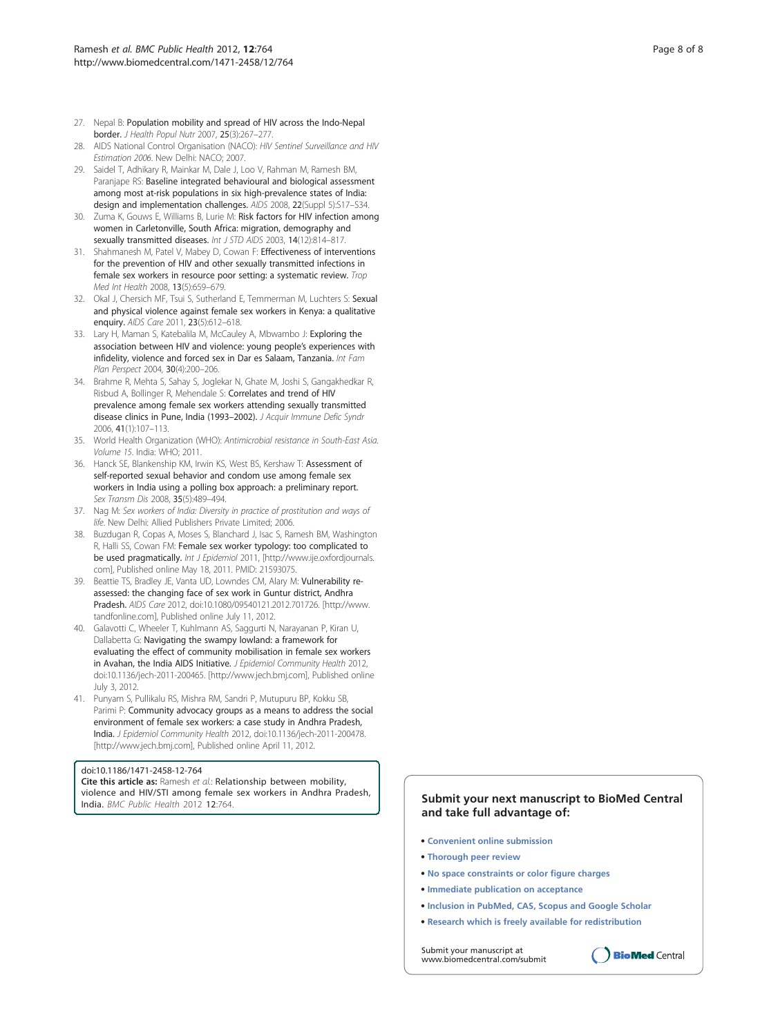27. Nepal B: **Population mobility and spread of HIV across the Indo-Nepal border.** *J Health Popul Nutr* 2007, **25**(3):267–277.
28. AIDS National Control Organisation (NACO): *HIV Sentinel Surveillance and HIV Estimation 2006*. New Delhi: NACO; 2007.
29. Saidel T, Adhikary R, Mainkar M, Dale J, Loo V, Rahman M, Ramesh BM, Paranjape RS: **Baseline integrated behavioural and biological assessment among most at-risk populations in six high-prevalence states of India: design and implementation challenges.** *AIDS* 2008, **22**(Suppl 5):S17–S34.
30. Zuma K, Gouws E, Williams B, Lurie M: **Risk factors for HIV infection among women in Carletonville, South Africa: migration, demography and sexually transmitted diseases.** *Int J STD AIDS* 2003, **14**(12):814–817.
31. Shahmanesh M, Patel V, Mabey D, Cowan F: **Effectiveness of interventions for the prevention of HIV and other sexually transmitted infections in female sex workers in resource poor setting: a systematic review.** *Trop Med Int Health* 2008, **13**(5):659–679.
32. Okal J, Chersich MF, Tsui S, Sutherland E, Temmerman M, Luchters S: **Sexual and physical violence against female sex workers in Kenya: a qualitative enquiry.** *AIDS Care* 2011, **23**(5):612–618.
33. Lary H, Maman S, Katebalila M, McCauley A, Mbwambo J: **Exploring the association between HIV and violence: young people's experiences with infidelity, violence and forced sex in Dar es Salaam, Tanzania.** *Int Fam Plan Perspect* 2004, **30**(4):200–206.
34. Brahme R, Mehta S, Sahay S, Joglekar N, Ghate M, Joshi S, Gangakhedkar R, Risbud A, Bollinger R, Mehendale S: **Correlates and trend of HIV prevalence among female sex workers attending sexually transmitted disease clinics in Pune, India (1993–2002).** *J Acquir Immune Defic Syndr* 2006, **41**(1):107–113.
35. World Health Organization (WHO): *Antimicrobial resistance in South-East Asia. Volume 15*. India: WHO; 2011.
36. Hanck SE, Blankenship KM, Irwin KS, West BS, Kershaw T: **Assessment of self-reported sexual behavior and condom use among female sex workers in India using a polling box approach: a preliminary report.** *Sex Transm Dis* 2008, **35**(5):489–494.
37. Nag M: *Sex workers of India: Diversity in practice of prostitution and ways of life*. New Delhi: Allied Publishers Private Limited; 2006.
38. Buzdugan R, Copas A, Moses S, Blanchard J, Isac S, Ramesh BM, Washington R, Halli SS, Cowan FM: **Female sex worker typology: too complicated to be used pragmatically.** *Int J Epidemiol* 2011, [http://www.ije.oxfordjournals.com], Published online May 18, 2011. PMID: 21593075.
39. Beattie TS, Bradley JE, Vanta UD, Lowndes CM, Alary M: **Vulnerability re-assessed: the changing face of sex work in Guntur district, Andhra Pradesh.** *AIDS Care* 2012, doi:10.1080/09540121.2012.701726. [http://www.tandfonline.com], Published online July 11, 2012.
40. Galavotti C, Wheeler T, Kuhlmann AS, Saggurti N, Narayanan P, Kiran U, Dallabetta G: **Navigating the swampy lowland: a framework for evaluating the effect of community mobilisation in female sex workers in Avahan, the India AIDS Initiative.** *J Epidemiol Community Health* 2012, doi:10.1136/jech-2011-200465. [http://www.jech.bmj.com], Published online July 3, 2012.
41. Punyam S, Pullikalu RS, Mishra RM, Sandri P, Mutupuru BP, Kokku SB, Parimi P: **Community advocacy groups as a means to address the social environment of female sex workers: a case study in Andhra Pradesh, India.** *J Epidemiol Community Health* 2012, doi:10.1136/jech-2011-200478. [http://www.jech.bmj.com], Published online April 11, 2012.

doi:10.1186/1471-2458-12-764
**Cite this article as:** Ramesh *et al.*: Relationship between mobility, violence and HIV/STI among female sex workers in Andhra Pradesh, India. *BMC Public Health* 2012 **12**:764.

**Submit your next manuscript to BioMed Central and take full advantage of:**

- **Convenient online submission**
- **Thorough peer review**
- **No space constraints or color figure charges**
- **Immediate publication on acceptance**
- **Inclusion in PubMed, CAS, Scopus and Google Scholar**
- **Research which is freely available for redistribution**

Submit your manuscript at
www.biomedcentral.com/submit

BioMed Central